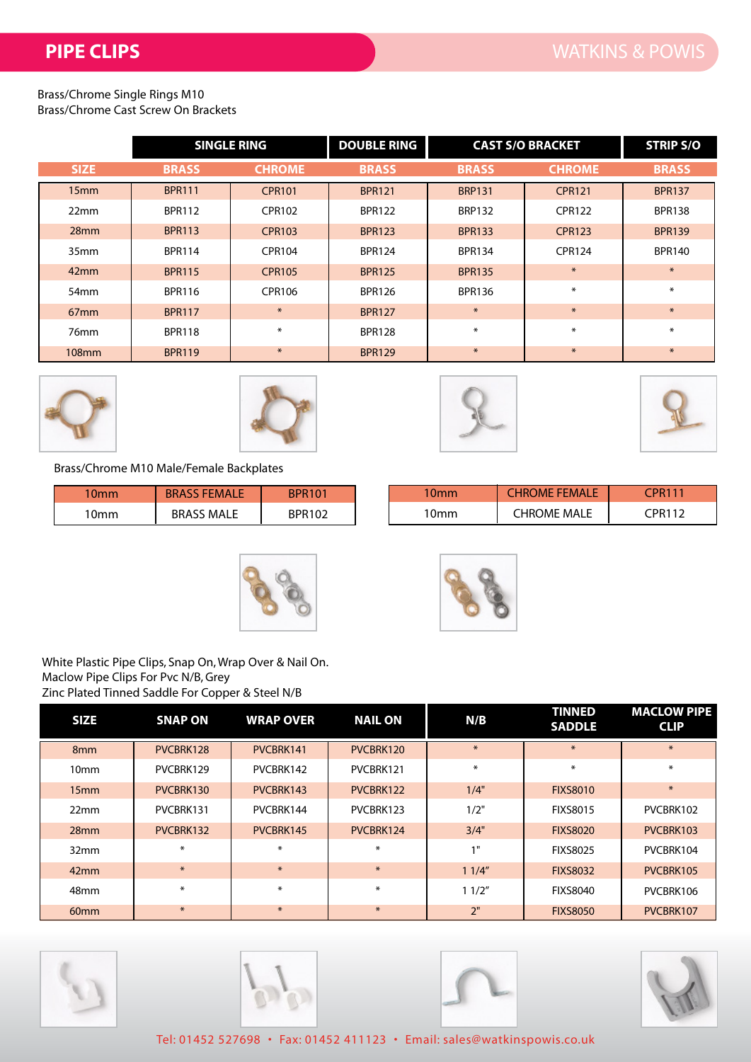# PIPE CLIPS

WATKINS & POWIS

Brass/Chrome Single Rings M10
Brass/Chrome Cast Screw On Brackets

| | SINGLE RING | | DOUBLE RING | CAST S/O BRACKET | | STRIP S/O |
|---|---|---|---|---|---|---|
| SIZE | BRASS | CHROME | BRASS | BRASS | CHROME | BRASS |
| 15mm | BPR111 | CPR101 | BPR121 | BRP131 | CPR121 | BPR137 |
| 22mm | BPR112 | CPR102 | BPR122 | BRP132 | CPR122 | BPR138 |
| 28mm | BPR113 | CPR103 | BPR123 | BPR133 | CPR123 | BPR139 |
| 35mm | BPR114 | CPR104 | BPR124 | BPR134 | CPR124 | BPR140 |
| 42mm | BPR115 | CPR105 | BPR125 | BPR135 | * | * |
| 54mm | BPR116 | CPR106 | BPR126 | BPR136 | * | * |
| 67mm | BPR117 | * | BPR127 | * | * | * |
| 76mm | BPR118 | * | BPR128 | * | * | * |
| 108mm | BPR119 | * | BPR129 | * | * | * |

Brass/Chrome M10 Male/Female Backplates

| 10mm | BRASS FEMALE | BPR101 |
|---|---|---|
| 10mm | BRASS MALE | BPR102 |

| 10mm | CHROME FEMALE | CPR111 |
|---|---|---|
| 10mm | CHROME MALE | CPR112 |

White Plastic Pipe Clips, Snap On, Wrap Over & Nail On.
Maclow Pipe Clips For Pvc N/B, Grey
Zinc Plated Tinned Saddle For Copper & Steel N/B

| SIZE | SNAP ON | WRAP OVER | NAIL ON | N/B | TINNED SADDLE | MACLOW PIPE CLIP |
|---|---|---|---|---|---|---|
| 8mm | PVCBRK128 | PVCBRK141 | PVCBRK120 | * | * | * |
| 10mm | PVCBRK129 | PVCBRK142 | PVCBRK121 | * | * | * |
| 15mm | PVCBRK130 | PVCBRK143 | PVCBRK122 | 1/4" | FIXS8010 | * |
| 22mm | PVCBRK131 | PVCBRK144 | PVCBRK123 | 1/2" | FIXS8015 | PVCBRK102 |
| 28mm | PVCBRK132 | PVCBRK145 | PVCBRK124 | 3/4" | FIXS8020 | PVCBRK103 |
| 32mm | * | * | * | 1" | FIXS8025 | PVCBRK104 |
| 42mm | * | * | * | 1 1/4" | FIXS8032 | PVCBRK105 |
| 48mm | * | * | * | 1 1/2" | FIXS8040 | PVCBRK106 |
| 60mm | * | * | * | 2" | FIXS8050 | PVCBRK107 |

Tel: 01452 527698 • Fax: 01452 411123 • Email: sales@watkinspowis.co.uk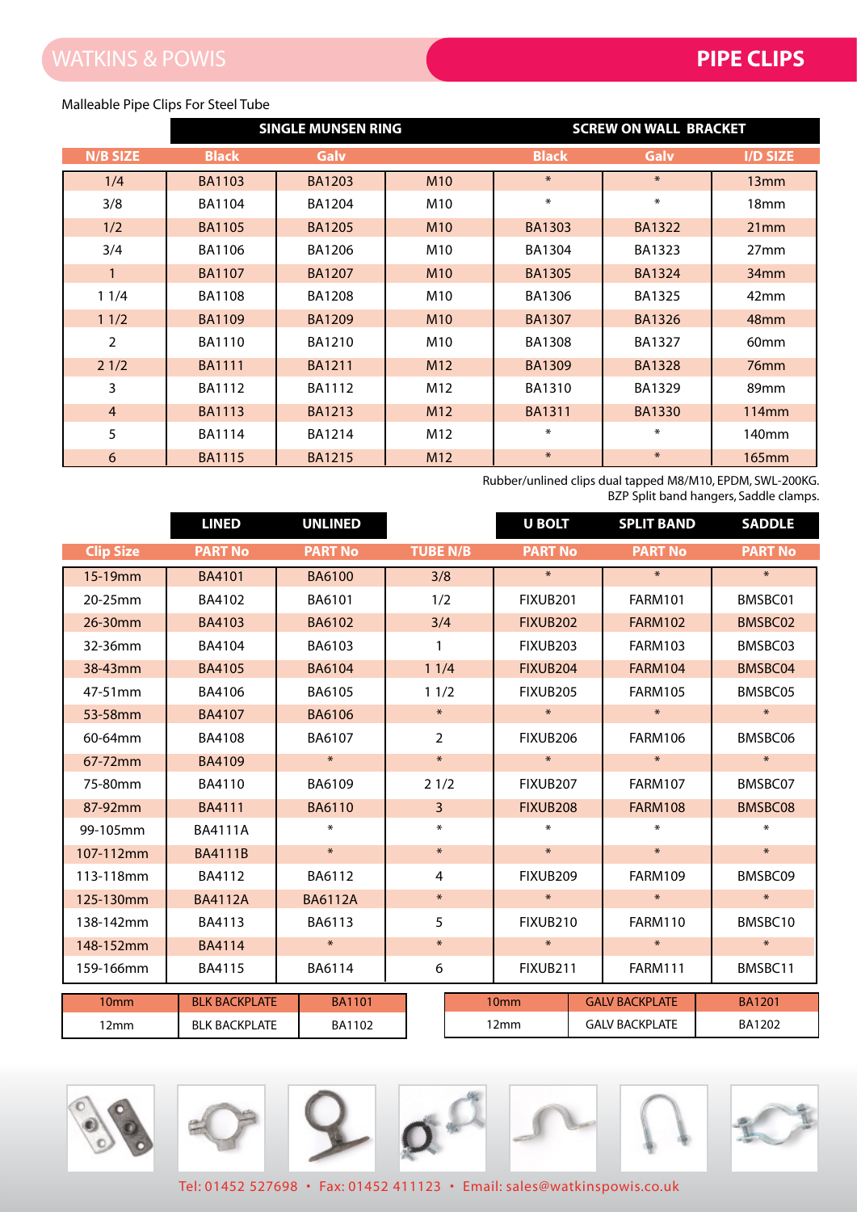# PIPE CLIPS

Malleable Pipe Clips For Steel Tube

| | SINGLE MUNSEN RING | | | SCREW ON WALL BRACKET | | |
|---|---|---|---|---|---|---|
| N/B SIZE | Black | Galv | | Black | Galv | I/D SIZE |
| 1/4 | BA1103 | BA1203 | M10 | * | * | 13mm |
| 3/8 | BA1104 | BA1204 | M10 | * | * | 18mm |
| 1/2 | BA1105 | BA1205 | M10 | BA1303 | BA1322 | 21mm |
| 3/4 | BA1106 | BA1206 | M10 | BA1304 | BA1323 | 27mm |
| 1 | BA1107 | BA1207 | M10 | BA1305 | BA1324 | 34mm |
| 1 1/4 | BA1108 | BA1208 | M10 | BA1306 | BA1325 | 42mm |
| 1 1/2 | BA1109 | BA1209 | M10 | BA1307 | BA1326 | 48mm |
| 2 | BA1110 | BA1210 | M10 | BA1308 | BA1327 | 60mm |
| 2 1/2 | BA1111 | BA1211 | M12 | BA1309 | BA1328 | 76mm |
| 3 | BA1112 | BA1112 | M12 | BA1310 | BA1329 | 89mm |
| 4 | BA1113 | BA1213 | M12 | BA1311 | BA1330 | 114mm |
| 5 | BA1114 | BA1214 | M12 | * | * | 140mm |
| 6 | BA1115 | BA1215 | M12 | * | * | 165mm |

Rubber/unlined clips dual tapped M8/M10, EPDM, SWL-200KG.
BZP Split band hangers, Saddle clamps.

| | LINED | UNLINED | | U BOLT | SPLIT BAND | SADDLE |
|---|---|---|---|---|---|---|
| Clip Size | PART No | PART No | TUBE N/B | PART No | PART No | PART No |
| 15-19mm | BA4101 | BA6100 | 3/8 | * | * | * |
| 20-25mm | BA4102 | BA6101 | 1/2 | FIXUB201 | FARM101 | BMSBC01 |
| 26-30mm | BA4103 | BA6102 | 3/4 | FIXUB202 | FARM102 | BMSBC02 |
| 32-36mm | BA4104 | BA6103 | 1 | FIXUB203 | FARM103 | BMSBC03 |
| 38-43mm | BA4105 | BA6104 | 1 1/4 | FIXUB204 | FARM104 | BMSBC04 |
| 47-51mm | BA4106 | BA6105 | 1 1/2 | FIXUB205 | FARM105 | BMSBC05 |
| 53-58mm | BA4107 | BA6106 | * | * | * | * |
| 60-64mm | BA4108 | BA6107 | 2 | FIXUB206 | FARM106 | BMSBC06 |
| 67-72mm | BA4109 | * | * | * | * | * |
| 75-80mm | BA4110 | BA6109 | 2 1/2 | FIXUB207 | FARM107 | BMSBC07 |
| 87-92mm | BA4111 | BA6110 | 3 | FIXUB208 | FARM108 | BMSBC08 |
| 99-105mm | BA4111A | * | * | * | * | * |
| 107-112mm | BA4111B | * | * | * | * | * |
| 113-118mm | BA4112 | BA6112 | 4 | FIXUB209 | FARM109 | BMSBC09 |
| 125-130mm | BA4112A | BA6112A | * | * | * | * |
| 138-142mm | BA4113 | BA6113 | 5 | FIXUB210 | FARM110 | BMSBC10 |
| 148-152mm | BA4114 | * | * | * | * | * |
| 159-166mm | BA4115 | BA6114 | 6 | FIXUB211 | FARM111 | BMSBC11 |

| | | |
|---|---|---|
| 10mm | BLK BACKPLATE | BA1101 |
| 12mm | BLK BACKPLATE | BA1102 |

| | | |
|---|---|---|
| 10mm | GALV BACKPLATE | BA1201 |
| 12mm | GALV BACKPLATE | BA1202 |

Tel: 01452 527698 • Fax: 01452 411123 • Email: sales@watkinspowis.co.uk